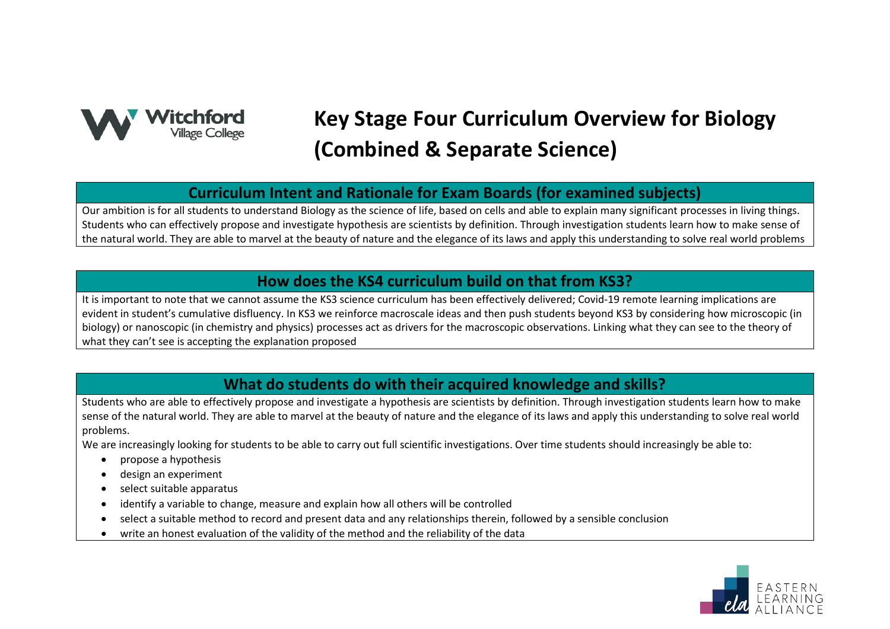# Key Stage Four Curriculum Overview for Biology (Combined & Separate Science)

## Curriculum Intent and Rationale for Exam Boards (for examined subjects)

Our ambition is for all students to understand Biology as the science of life, based on cells and able to explain many significant processes in living things. Students who can effectively propose and investigate hypothesis are scientists by definition. Through investigation students learn how to make sense of the natural world. They are able to marvel at the beauty of nature and the elegance of its laws and apply this understanding to solve real world problems

## How does the KS4 curriculum build on that from KS3?

It is important to note that we cannot assume the KS3 science curriculum has been effectively delivered; Covid-19 remote learning implications are evident in student's cumulative disfluency. In KS3 we reinforce macroscale ideas and then push students beyond KS3 by considering how microscopic (in biology) or nanoscopic (in chemistry and physics) processes act as drivers for the macroscopic observations. Linking what they can see to the theory of what they can't see is accepting the explanation proposed

## What do students do with their acquired knowledge and skills?

Students who are able to effectively propose and investigate a hypothesis are scientists by definition. Through investigation students learn how to make sense of the natural world. They are able to marvel at the beauty of nature and the elegance of its laws and apply this understanding to solve real world problems.

We are increasingly looking for students to be able to carry out full scientific investigations. Over time students should increasingly be able to:

- propose a hypothesis
- design an experiment
- select suitable apparatus
- identify a variable to change, measure and explain how all others will be controlled
- select a suitable method to record and present data and any relationships therein, followed by a sensible conclusion
- write an honest evaluation of the validity of the method and the reliability of the data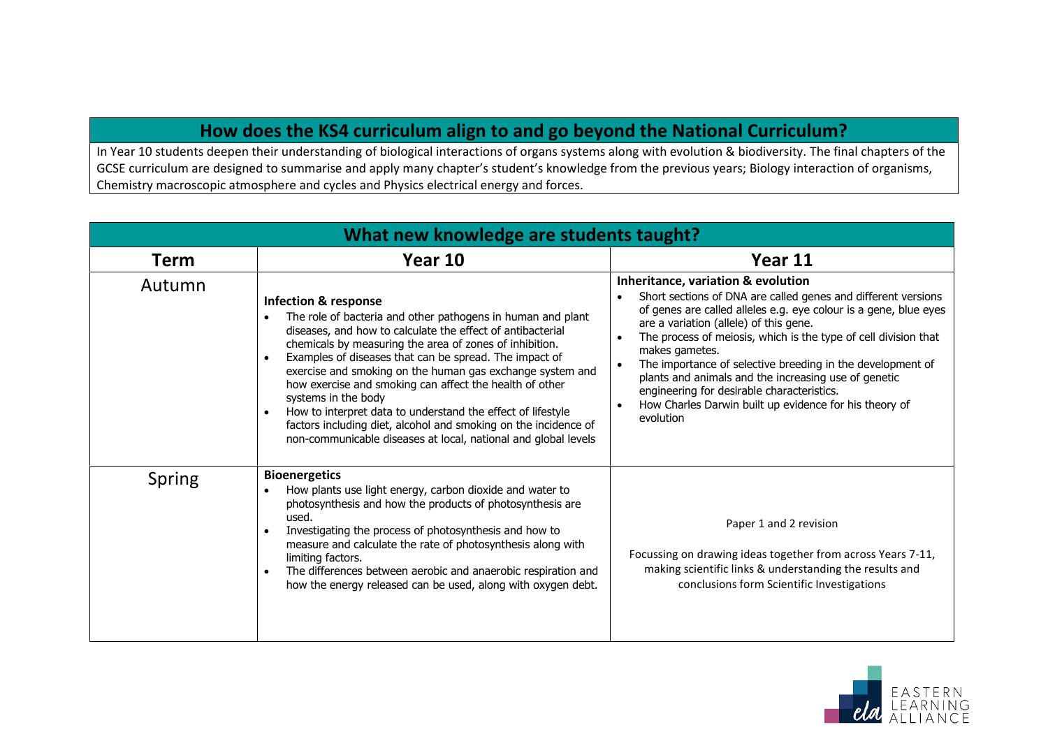## How does the KS4 curriculum align to and go beyond the National Curriculum?

In Year 10 students deepen their understanding of biological interactions of organs systems along with evolution & biodiversity. The final chapters of the GCSE curriculum are designed to summarise and apply many chapter's student's knowledge from the previous years; Biology interaction of organisms, Chemistry macroscopic atmosphere and cycles and Physics electrical energy and forces.

## What new knowledge are students taught?

| Term | Year 10 | Year 11 |
|---|---|---|
| Autumn | **Infection & response**<br>• The role of bacteria and other pathogens in human and plant diseases, and how to calculate the effect of antibacterial chemicals by measuring the area of zones of inhibition.<br>• Examples of diseases that can be spread. The impact of exercise and smoking on the human gas exchange system and how exercise and smoking can affect the health of other systems in the body<br>• How to interpret data to understand the effect of lifestyle factors including diet, alcohol and smoking on the incidence of non-communicable diseases at local, national and global levels | **Inheritance, variation & evolution**<br>• Short sections of DNA are called genes and different versions of genes are called alleles e.g. eye colour is a gene, blue eyes are a variation (allele) of this gene.<br>• The process of meiosis, which is the type of cell division that makes gametes.<br>• The importance of selective breeding in the development of plants and animals and the increasing use of genetic engineering for desirable characteristics.<br>• How Charles Darwin built up evidence for his theory of evolution |
| Spring | **Bioenergetics**<br>• How plants use light energy, carbon dioxide and water to photosynthesis and how the products of photosynthesis are used.<br>• Investigating the process of photosynthesis and how to measure and calculate the rate of photosynthesis along with limiting factors.<br>• The differences between aerobic and anaerobic respiration and how the energy released can be used, along with oxygen debt. | Paper 1 and 2 revision<br><br>Focussing on drawing ideas together from across Years 7-11, making scientific links & understanding the results and conclusions form Scientific Investigations |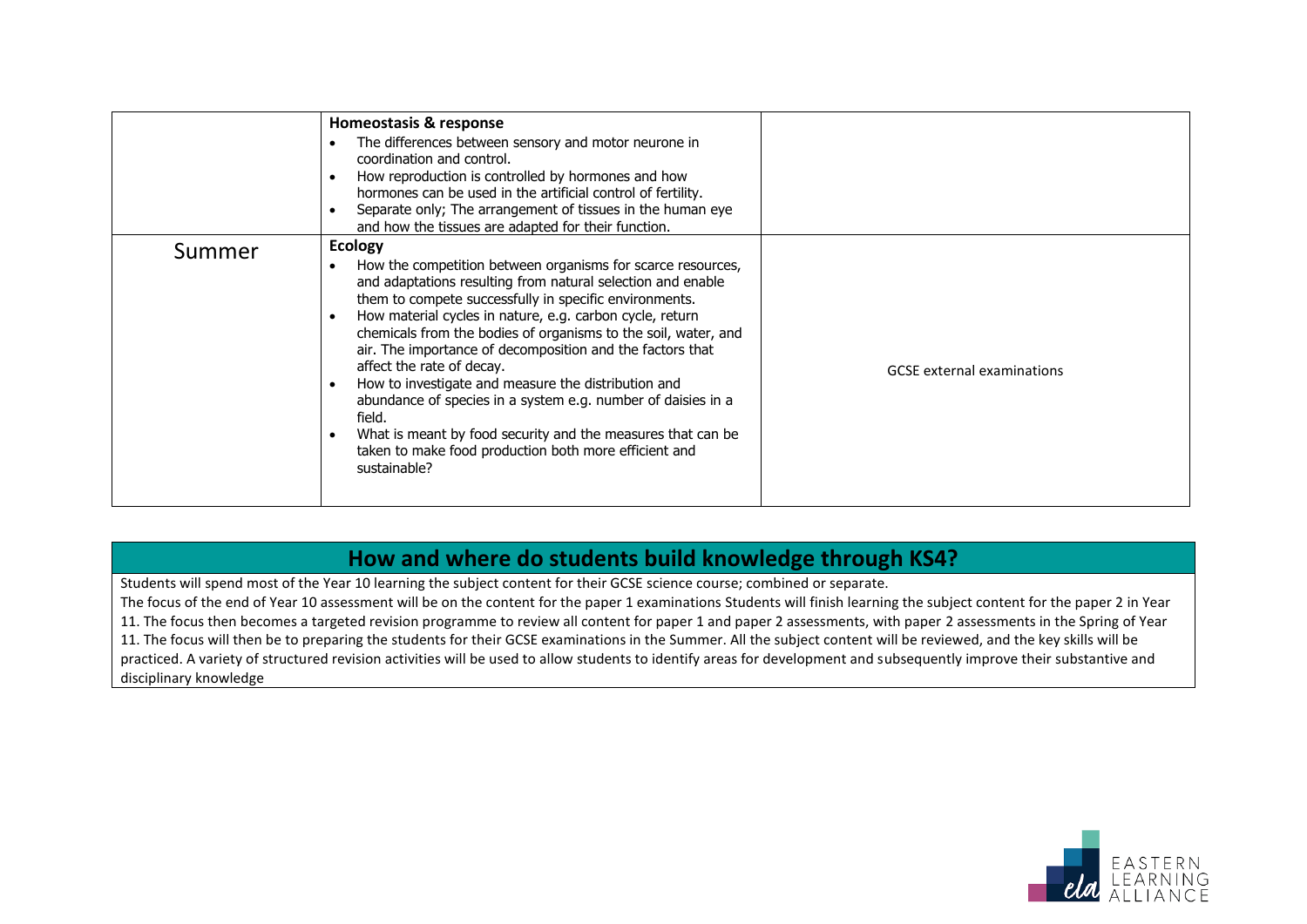| | | |
|---|---|---|
| | **Homeostasis & response**<br>• The differences between sensory and motor neurone in coordination and control.<br>• How reproduction is controlled by hormones and how hormones can be used in the artificial control of fertility.<br>• Separate only; The arrangement of tissues in the human eye and how the tissues are adapted for their function. | |
| Summer | **Ecology**<br>• How the competition between organisms for scarce resources, and adaptations resulting from natural selection and enable them to compete successfully in specific environments.<br>• How material cycles in nature, e.g. carbon cycle, return chemicals from the bodies of organisms to the soil, water, and air. The importance of decomposition and the factors that affect the rate of decay.<br>• How to investigate and measure the distribution and abundance of species in a system e.g. number of daisies in a field.<br>• What is meant by food security and the measures that can be taken to make food production both more efficient and sustainable? | GCSE external examinations |

## How and where do students build knowledge through KS4?

Students will spend most of the Year 10 learning the subject content for their GCSE science course; combined or separate.
The focus of the end of Year 10 assessment will be on the content for the paper 1 examinations Students will finish learning the subject content for the paper 2 in Year 11. The focus then becomes a targeted revision programme to review all content for paper 1 and paper 2 assessments, with paper 2 assessments in the Spring of Year 11. The focus will then be to preparing the students for their GCSE examinations in the Summer. All the subject content will be reviewed, and the key skills will be practiced. A variety of structured revision activities will be used to allow students to identify areas for development and subsequently improve their substantive and disciplinary knowledge